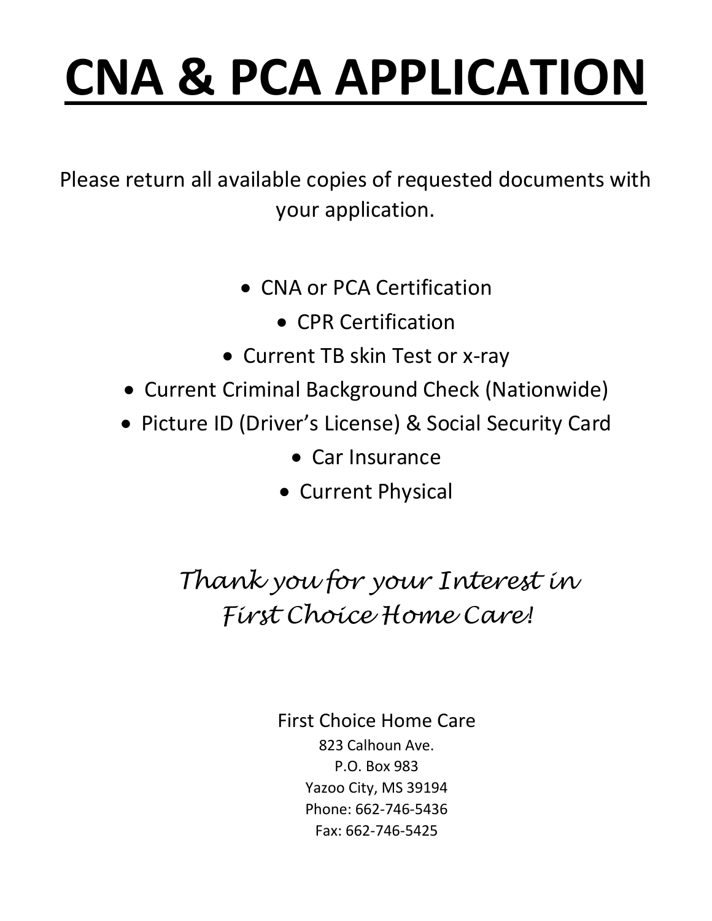# CNA & PCA APPLICATION

Please return all available copies of requested documents with your application.

- CNA or PCA Certification
- CPR Certification
- Current TB skin Test or x-ray
- Current Criminal Background Check (Nationwide)
- Picture ID (Driver's License) & Social Security Card
- Car Insurance
- Current Physical

*Thank you for your Interest in First Choice Home Care!*

First Choice Home Care
823 Calhoun Ave.
P.O. Box 983
Yazoo City, MS 39194
Phone: 662-746-5436
Fax: 662-746-5425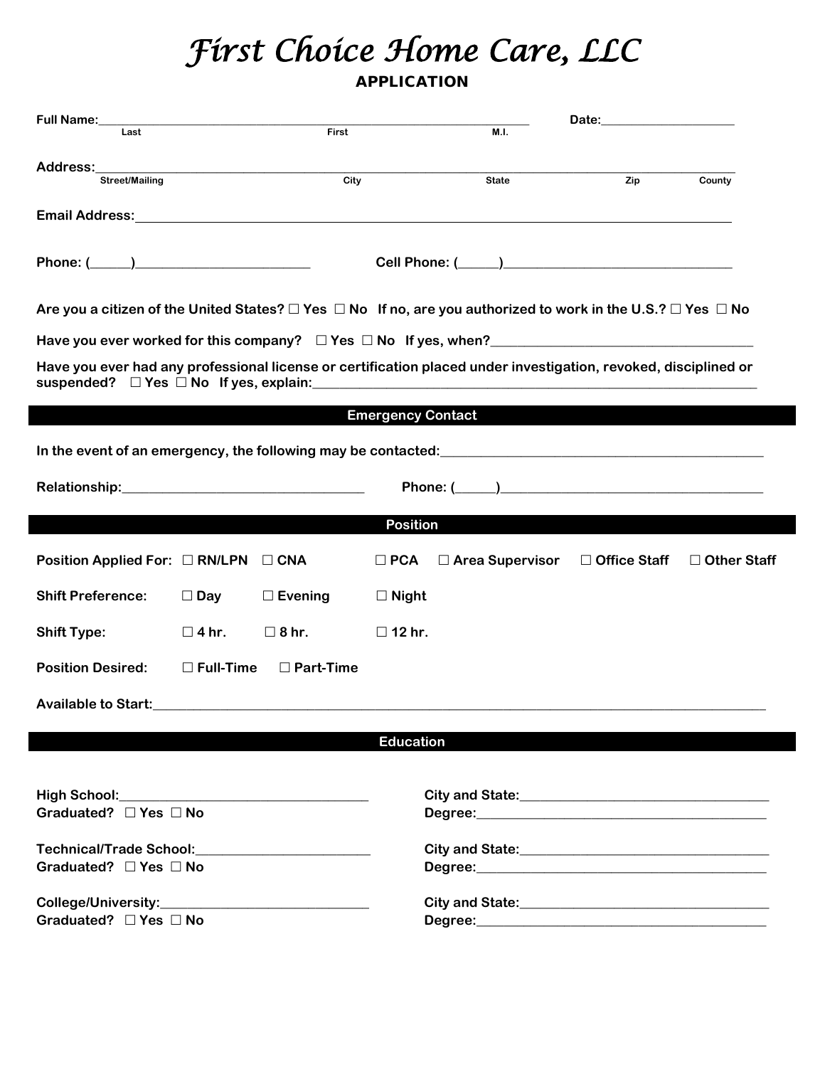# *First Choice Home Care, LLC*

## APPLICATION

**Full Name:**\_\_\_\_\_\_\_\_\_\_\_\_\_\_\_\_\_\_\_\_\_\_\_\_\_\_\_\_\_\_\_\_\_\_\_\_\_\_\_\_\_\_\_\_\_\_\_\_\_\_\_\_\_\_\_\_\_\_\_\_ **Date:**\_\_\_\_\_\_\_\_\_\_\_\_\_\_\_\_\_\_\_\_
Last First M.I.

**Address:**\_\_\_\_\_\_\_\_\_\_\_\_\_\_\_\_\_\_\_\_\_\_\_\_\_\_\_\_\_\_\_\_\_\_\_\_\_\_\_\_\_\_\_\_\_\_\_\_\_\_\_\_\_\_\_\_\_\_\_\_\_\_\_\_\_\_\_\_\_\_\_\_\_\_\_\_\_\_\_\_\_\_\_\_
Street/Mailing City State Zip County

**Email Address:**\_\_\_\_\_\_\_\_\_\_\_\_\_\_\_\_\_\_\_\_\_\_\_\_\_\_\_\_\_\_\_\_\_\_\_\_\_\_\_\_\_\_\_\_\_\_\_\_\_\_\_\_\_\_\_\_\_\_\_\_\_\_\_\_\_\_\_\_\_\_\_\_\_\_\_\_

**Phone: (\_\_\_\_\_\_)**\_\_\_\_\_\_\_\_\_\_\_\_\_\_\_\_\_\_\_\_\_\_\_\_\_\_ **Cell Phone: (\_\_\_\_\_\_)**\_\_\_\_\_\_\_\_\_\_\_\_\_\_\_\_\_\_\_\_\_\_\_\_\_\_\_\_\_\_\_\_\_\_

**Are you a citizen of the United States? ☐ Yes ☐ No If no, are you authorized to work in the U.S.? ☐ Yes ☐ No**

**Have you ever worked for this company? ☐ Yes ☐ No If yes, when?**\_\_\_\_\_\_\_\_\_\_\_\_\_\_\_\_\_\_\_\_\_\_\_\_\_\_\_\_\_\_\_\_\_\_\_\_\_\_

**Have you ever had any professional license or certification placed under investigation, revoked, disciplined or suspended? ☐ Yes ☐ No If yes, explain:**\_\_\_\_\_\_\_\_\_\_\_\_\_\_\_\_\_\_\_\_\_\_\_\_\_\_\_\_\_\_\_\_\_\_\_\_\_\_\_\_\_\_\_\_\_\_\_\_\_\_\_\_\_\_\_\_\_\_\_\_\_\_\_\_\_

## Emergency Contact

**In the event of an emergency, the following may be contacted:**\_\_\_\_\_\_\_\_\_\_\_\_\_\_\_\_\_\_\_\_\_\_\_\_\_\_\_\_\_\_\_\_\_\_\_\_\_\_\_\_\_\_\_\_\_\_

**Relationship:**\_\_\_\_\_\_\_\_\_\_\_\_\_\_\_\_\_\_\_\_\_\_\_\_\_\_\_\_\_\_\_\_\_\_\_ **Phone: (\_\_\_\_\_\_)**\_\_\_\_\_\_\_\_\_\_\_\_\_\_\_\_\_\_\_\_\_\_\_\_\_\_\_\_\_\_\_\_\_\_\_\_\_\_\_

## Position

**Position Applied For:** ☐ **RN/LPN** ☐ **CNA** ☐ **PCA** ☐ **Area Supervisor** ☐ **Office Staff** ☐ **Other Staff**

**Shift Preference:** ☐ **Day** ☐ **Evening** ☐ **Night**

**Shift Type:** ☐ **4 hr.** ☐ **8 hr.** ☐ **12 hr.**

**Position Desired:** ☐ **Full-Time** ☐ **Part-Time**

**Available to Start:**\_\_\_\_\_\_\_\_\_\_\_\_\_\_\_\_\_\_\_\_\_\_\_\_\_\_\_\_\_\_\_\_\_\_\_\_\_\_\_\_\_\_\_\_\_\_\_\_\_\_\_\_\_\_\_\_\_\_\_\_\_\_\_\_\_\_\_\_\_\_\_\_\_\_\_\_\_\_\_\_\_\_\_\_\_\_\_\_\_

## Education

**High School:**\_\_\_\_\_\_\_\_\_\_\_\_\_\_\_\_\_\_\_\_\_\_\_\_\_\_\_\_\_\_\_\_\_\_\_\_\_ **City and State:**\_\_\_\_\_\_\_\_\_\_\_\_\_\_\_\_\_\_\_\_\_\_\_\_\_\_\_\_\_\_\_\_\_\_\_\_\_
**Graduated? ☐ Yes ☐ No** **Degree:**\_\_\_\_\_\_\_\_\_\_\_\_\_\_\_\_\_\_\_\_\_\_\_\_\_\_\_\_\_\_\_\_\_\_\_\_\_\_\_\_\_\_\_

**Technical/Trade School:**\_\_\_\_\_\_\_\_\_\_\_\_\_\_\_\_\_\_\_\_\_\_\_\_\_\_ **City and State:**\_\_\_\_\_\_\_\_\_\_\_\_\_\_\_\_\_\_\_\_\_\_\_\_\_\_\_\_\_\_\_\_\_\_\_\_\_
**Graduated? ☐ Yes ☐ No** **Degree:**\_\_\_\_\_\_\_\_\_\_\_\_\_\_\_\_\_\_\_\_\_\_\_\_\_\_\_\_\_\_\_\_\_\_\_\_\_\_\_\_\_\_\_

**College/University:**\_\_\_\_\_\_\_\_\_\_\_\_\_\_\_\_\_\_\_\_\_\_\_\_\_\_\_\_\_\_\_ **City and State:**\_\_\_\_\_\_\_\_\_\_\_\_\_\_\_\_\_\_\_\_\_\_\_\_\_\_\_\_\_\_\_\_\_\_\_\_\_
**Graduated? ☐ Yes ☐ No** **Degree:**\_\_\_\_\_\_\_\_\_\_\_\_\_\_\_\_\_\_\_\_\_\_\_\_\_\_\_\_\_\_\_\_\_\_\_\_\_\_\_\_\_\_\_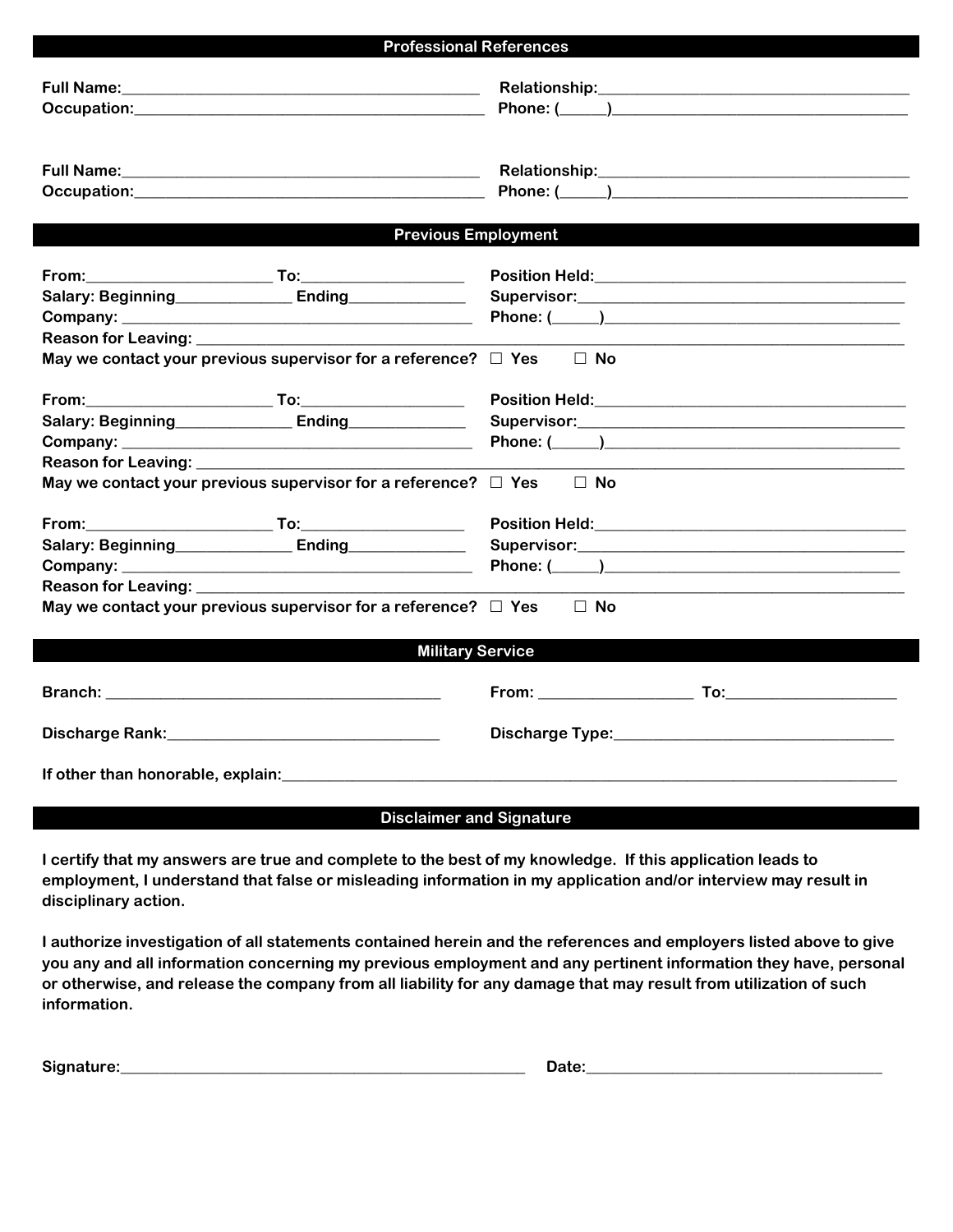## Professional References

Full Name:_____________________________________________ Relationship:______________________________________

Occupation:____________________________________________ Phone: (_____)____________________________________

Full Name:_____________________________________________ Relationship:______________________________________

Occupation:____________________________________________ Phone: (_____)____________________________________

## Previous Employment

From:______________________ To:__________________ Position Held:_____________________________________

Salary: Beginning______________ Ending_____________ Supervisor:_______________________________________

Company: ___________________________________________ Phone: (_____)__________________________________

Reason for Leaving: ______________________________________________________________________________________

May we contact your previous supervisor for a reference? ☐ Yes ☐ No

From:______________________ To:__________________ Position Held:_____________________________________

Salary: Beginning______________ Ending_____________ Supervisor:_______________________________________

Company: ___________________________________________ Phone: (_____)__________________________________

Reason for Leaving: ______________________________________________________________________________________

May we contact your previous supervisor for a reference? ☐ Yes ☐ No

From:______________________ To:__________________ Position Held:_____________________________________

Salary: Beginning______________ Ending_____________ Supervisor:_______________________________________

Company: ___________________________________________ Phone: (_____)__________________________________

Reason for Leaving: ______________________________________________________________________________________

May we contact your previous supervisor for a reference? ☐ Yes ☐ No

## Military Service

Branch: _________________________________________ From: __________________ To:_____________________

Discharge Rank:__________________________________ Discharge Type:__________________________________

If other than honorable, explain:_____________________________________________________________________________

## Disclaimer and Signature

**I certify that my answers are true and complete to the best of my knowledge. If this application leads to employment, I understand that false or misleading information in my application and/or interview may result in disciplinary action.**

**I authorize investigation of all statements contained herein and the references and employers listed above to give you any and all information concerning my previous employment and any pertinent information they have, personal or otherwise, and release the company from all liability for any damage that may result from utilization of such information.**

Signature:___________________________________________________ Date:____________________________________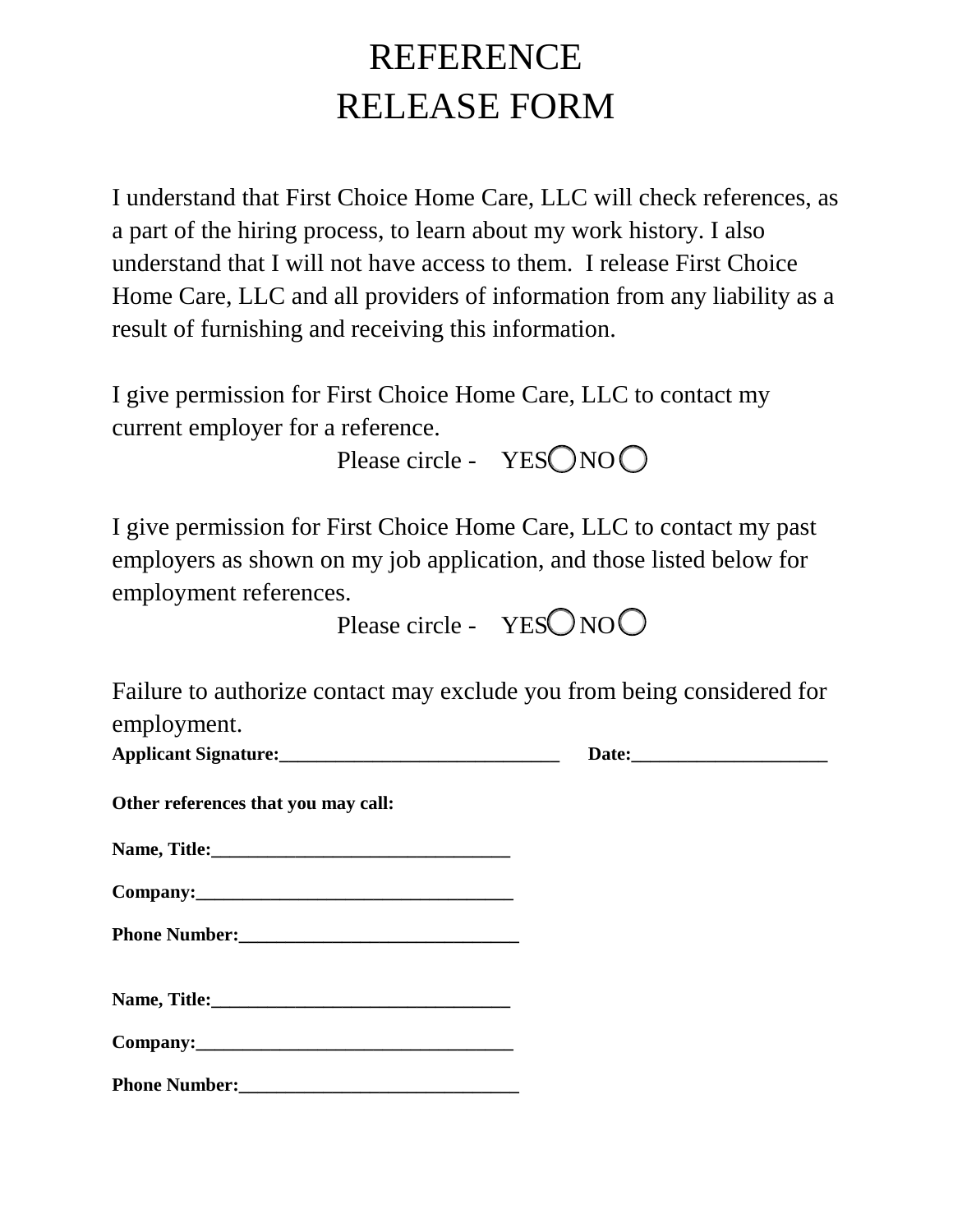# REFERENCE
# RELEASE FORM

I understand that First Choice Home Care, LLC will check references, as a part of the hiring process, to learn about my work history. I also understand that I will not have access to them. I release First Choice Home Care, LLC and all providers of information from any liability as a result of furnishing and receiving this information.

I give permission for First Choice Home Care, LLC to contact my current employer for a reference.

Please circle - YES ◯ NO ◯

I give permission for First Choice Home Care, LLC to contact my past employers as shown on my job application, and those listed below for employment references.

Please circle - YES ◯ NO ◯

Failure to authorize contact may exclude you from being considered for employment.

**Applicant Signature:______________________________ Date:_____________________**

**Other references that you may call:**

**Name, Title:________________________________**

**Company:__________________________________**

**Phone Number:______________________________**

**Name, Title:________________________________**

**Company:__________________________________**

**Phone Number:______________________________**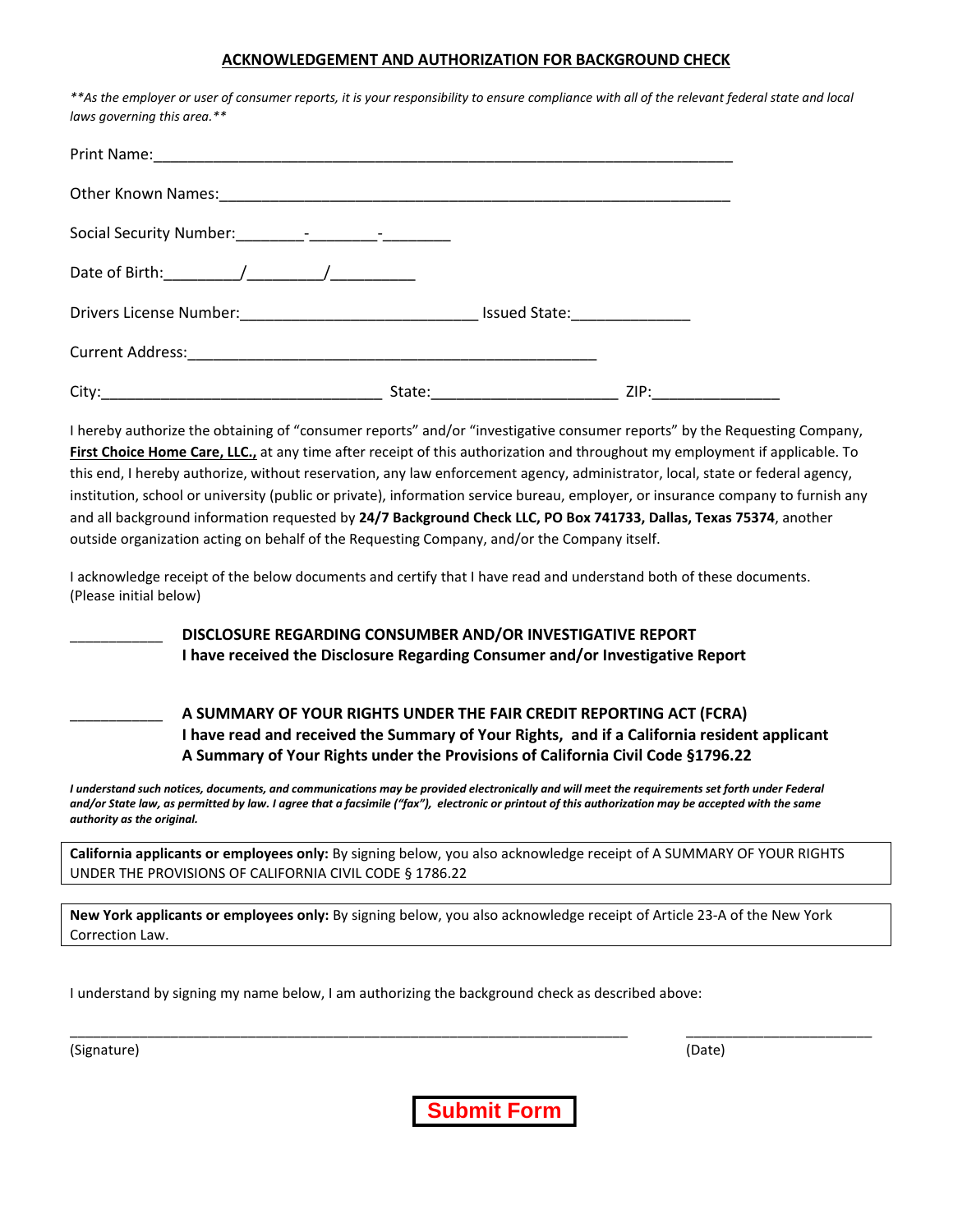## ACKNOWLEDGEMENT AND AUTHORIZATION FOR BACKGROUND CHECK

*\*\*As the employer or user of consumer reports, it is your responsibility to ensure compliance with all of the relevant federal state and local laws governing this area.\*\**

Print Name:\_\_\_\_\_\_\_\_\_\_\_\_\_\_\_\_\_\_\_\_\_\_\_\_\_\_\_\_\_\_\_\_\_\_\_\_\_\_\_\_\_\_\_\_\_\_\_\_\_\_\_\_\_\_\_\_\_\_\_\_\_\_\_\_

Other Known Names:\_\_\_\_\_\_\_\_\_\_\_\_\_\_\_\_\_\_\_\_\_\_\_\_\_\_\_\_\_\_\_\_\_\_\_\_\_\_\_\_\_\_\_\_\_\_\_\_\_\_\_\_\_\_\_\_\_\_

Social Security Number:\_\_\_\_\_\_\_\_-\_\_\_\_\_\_\_\_-\_\_\_\_\_\_\_\_

Date of Birth:\_\_\_\_\_\_\_\_\_/\_\_\_\_\_\_\_\_\_/\_\_\_\_\_\_\_\_\_\_

Drivers License Number:\_\_\_\_\_\_\_\_\_\_\_\_\_\_\_\_\_\_\_\_\_\_\_\_\_\_\_ Issued State:\_\_\_\_\_\_\_\_\_\_\_\_\_\_

Current Address:\_\_\_\_\_\_\_\_\_\_\_\_\_\_\_\_\_\_\_\_\_\_\_\_\_\_\_\_\_\_\_\_\_\_\_\_\_\_\_\_\_\_\_\_\_\_\_\_

City:\_\_\_\_\_\_\_\_\_\_\_\_\_\_\_\_\_\_\_\_\_\_\_\_\_\_\_\_\_\_\_\_\_ State:\_\_\_\_\_\_\_\_\_\_\_\_\_\_\_\_\_\_\_\_\_\_ ZIP:\_\_\_\_\_\_\_\_\_\_\_\_\_\_\_

I hereby authorize the obtaining of "consumer reports" and/or "investigative consumer reports" by the Requesting Company, **First Choice Home Care, LLC.,** at any time after receipt of this authorization and throughout my employment if applicable. To this end, I hereby authorize, without reservation, any law enforcement agency, administrator, local, state or federal agency, institution, school or university (public or private), information service bureau, employer, or insurance company to furnish any and all background information requested by **24/7 Background Check LLC, PO Box 741733, Dallas, Texas 75374**, another outside organization acting on behalf of the Requesting Company, and/or the Company itself.

I acknowledge receipt of the below documents and certify that I have read and understand both of these documents. (Please initial below)

\_\_\_\_\_\_\_\_\_\_\_ **DISCLOSURE REGARDING CONSUMBER AND/OR INVESTIGATIVE REPORT**
**I have received the Disclosure Regarding Consumer and/or Investigative Report**

\_\_\_\_\_\_\_\_\_\_\_ **A SUMMARY OF YOUR RIGHTS UNDER THE FAIR CREDIT REPORTING ACT (FCRA)**
**I have read and received the Summary of Your Rights, and if a California resident applicant A Summary of Your Rights under the Provisions of California Civil Code §1796.22**

***I understand such notices, documents, and communications may be provided electronically and will meet the requirements set forth under Federal and/or State law, as permitted by law. I agree that a facsimile ("fax"), electronic or printout of this authorization may be accepted with the same authority as the original.***

**California applicants or employees only:** By signing below, you also acknowledge receipt of A SUMMARY OF YOUR RIGHTS UNDER THE PROVISIONS OF CALIFORNIA CIVIL CODE § 1786.22

**New York applicants or employees only:** By signing below, you also acknowledge receipt of Article 23-A of the New York Correction Law.

I understand by signing my name below, I am authorizing the background check as described above:

\_\_\_\_\_\_\_\_\_\_\_\_\_\_\_\_\_\_\_\_\_\_\_\_\_\_\_\_\_\_\_\_\_\_\_\_\_\_\_\_\_\_\_\_\_\_\_\_\_\_\_\_\_\_\_\_\_\_\_\_\_\_\_\_ \_\_\_\_\_\_\_\_\_\_\_\_\_\_\_\_\_\_\_\_\_\_\_\_
(Signature) (Date)

Submit Form